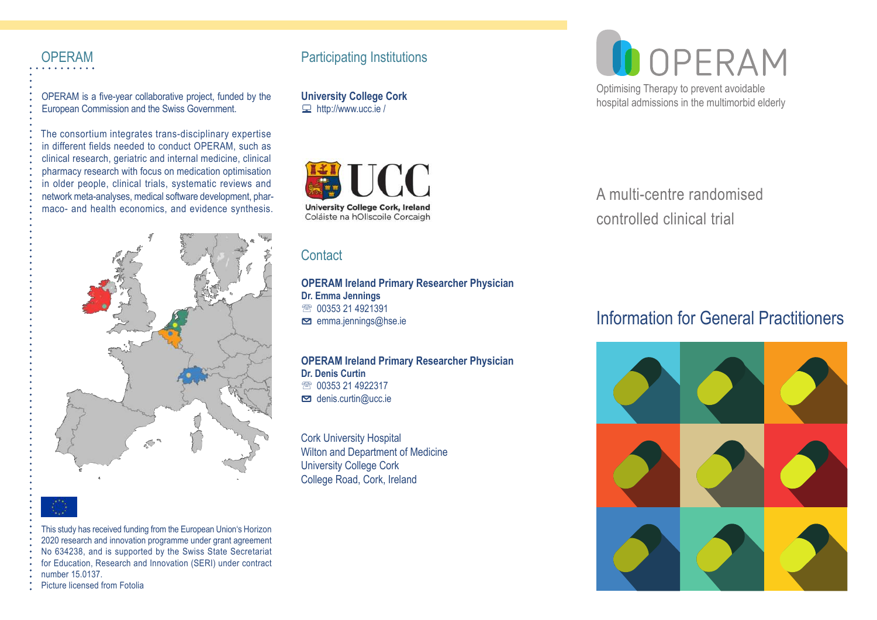## OPERAM

OPERAM is a five-year collaborative project, funded by the European Commission and the Swiss Government.

The consortium integrates trans-disciplinary expertise in different fields needed to conduct OPERAM, such as clinical research, geriatric and internal medicine, clinical pharmacy research with focus on medication optimisation in older people, clinical trials, systematic reviews and network meta-analyses, medical software development, pharmaco- and health economics, and evidence synthesis.

This study has received funding from the European Union's Horizon 2020 research and innovation programme under grant agreement No 634238, and is supported by the Swiss State Secretariat for Education, Research and Innovation (SERI) under contract number 15.0137.
Picture licensed from Fotolia

## Participating Institutions

**University College Cork**
http://www.ucc.ie /

University College Cork, Ireland
Coláiste na hOllscoile Corcaigh

## Contact

**OPERAM Ireland Primary Researcher Physician**
**Dr. Emma Jennings**
00353 21 4921391
emma.jennings@hse.ie

**OPERAM Ireland Primary Researcher Physician**
**Dr. Denis Curtin**
00353 21 4922317
denis.curtin@ucc.ie

Cork University Hospital
Wilton and Department of Medicine
University College Cork
College Road, Cork, Ireland

# OPERAM

Optimising Therapy to prevent avoidable hospital admissions in the multimorbid elderly

A multi-centre randomised controlled clinical trial

## Information for General Practitioners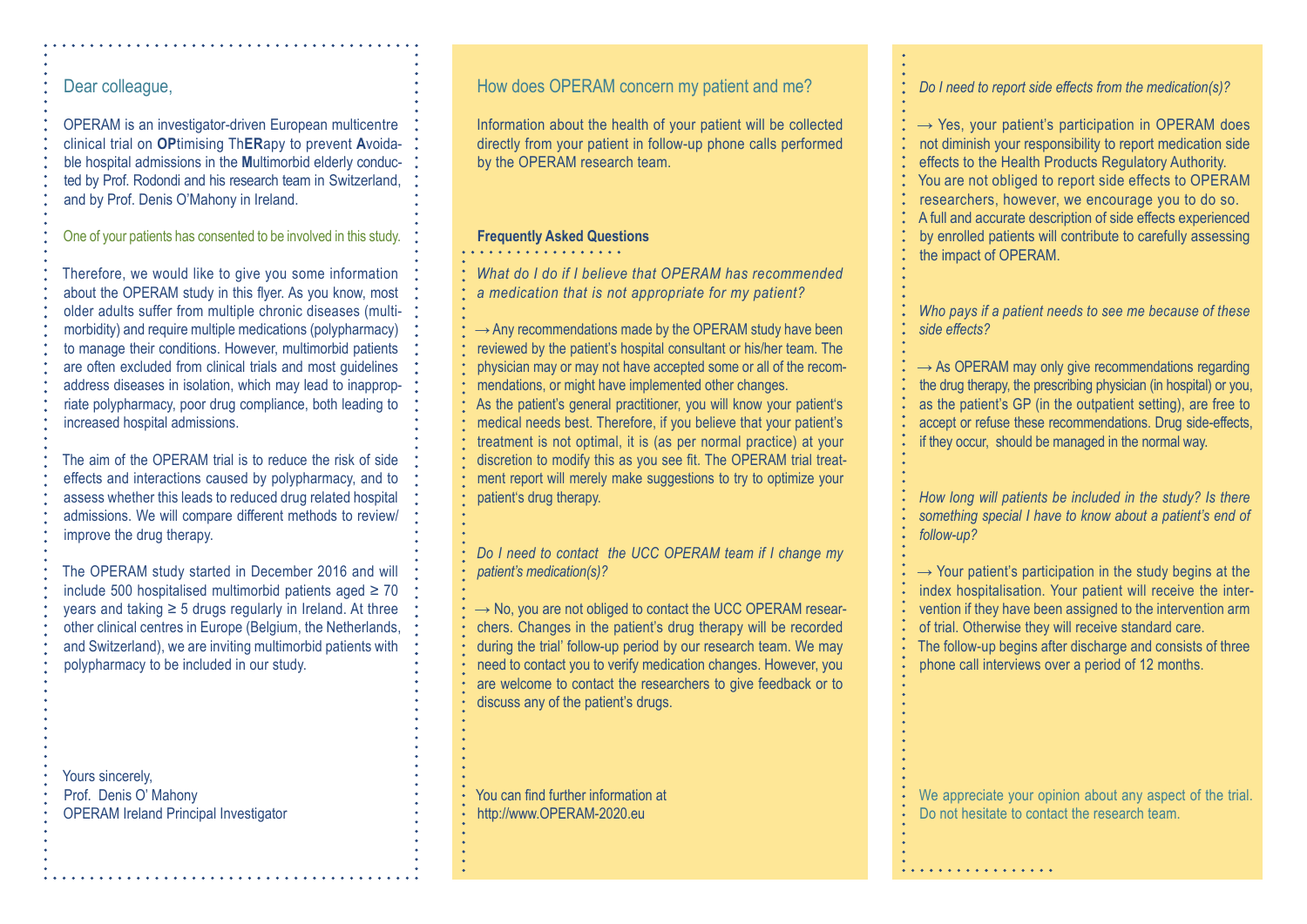Dear colleague,

OPERAM is an investigator-driven European multicentre clinical trial on **OP**timising Th**ER**apy to prevent **A**voidable hospital admissions in the **M**ultimorbid elderly conducted by Prof. Rodondi and his research team in Switzerland, and by Prof. Denis O'Mahony in Ireland.

One of your patients has consented to be involved in this study.

Therefore, we would like to give you some information about the OPERAM study in this flyer. As you know, most older adults suffer from multiple chronic diseases (multimorbidity) and require multiple medications (polypharmacy) to manage their conditions. However, multimorbid patients are often excluded from clinical trials and most guidelines address diseases in isolation, which may lead to inappropriate polypharmacy, poor drug compliance, both leading to increased hospital admissions.

The aim of the OPERAM trial is to reduce the risk of side effects and interactions caused by polypharmacy, and to assess whether this leads to reduced drug related hospital admissions. We will compare different methods to review/improve the drug therapy.

The OPERAM study started in December 2016 and will include 500 hospitalised multimorbid patients aged ≥ 70 years and taking ≥ 5 drugs regularly in Ireland. At three other clinical centres in Europe (Belgium, the Netherlands, and Switzerland), we are inviting multimorbid patients with polypharmacy to be included in our study.

Yours sincerely,
Prof. Denis O' Mahony
OPERAM Ireland Principal Investigator

## How does OPERAM concern my patient and me?

Information about the health of your patient will be collected directly from your patient in follow-up phone calls performed by the OPERAM research team.

### Frequently Asked Questions

*What do I do if I believe that OPERAM has recommended a medication that is not appropriate for my patient?*

→ Any recommendations made by the OPERAM study have been reviewed by the patient's hospital consultant or his/her team. The physician may or may not have accepted some or all of the recommendations, or might have implemented other changes.
As the patient's general practitioner, you will know your patient's medical needs best. Therefore, if you believe that your patient's treatment is not optimal, it is (as per normal practice) at your discretion to modify this as you see fit. The OPERAM trial treatment report will merely make suggestions to try to optimize your patient's drug therapy.

*Do I need to contact the UCC OPERAM team if I change my patient's medication(s)?*

→ No, you are not obliged to contact the UCC OPERAM researchers. Changes in the patient's drug therapy will be recorded during the trial' follow-up period by our research team. We may need to contact you to verify medication changes. However, you are welcome to contact the researchers to give feedback or to discuss any of the patient's drugs.

You can find further information at
http://www.OPERAM-2020.eu

*Do I need to report side effects from the medication(s)?*

→ Yes, your patient's participation in OPERAM does not diminish your responsibility to report medication side effects to the Health Products Regulatory Authority.
You are not obliged to report side effects to OPERAM researchers, however, we encourage you to do so.
A full and accurate description of side effects experienced by enrolled patients will contribute to carefully assessing the impact of OPERAM.

*Who pays if a patient needs to see me because of these side effects?*

→ As OPERAM may only give recommendations regarding the drug therapy, the prescribing physician (in hospital) or you, as the patient's GP (in the outpatient setting), are free to accept or refuse these recommendations. Drug side-effects, if they occur, should be managed in the normal way.

*How long will patients be included in the study? Is there something special I have to know about a patient's end of follow-up?*

→ Your patient's participation in the study begins at the index hospitalisation. Your patient will receive the intervention if they have been assigned to the intervention arm of trial. Otherwise they will receive standard care.
The follow-up begins after discharge and consists of three phone call interviews over a period of 12 months.

We appreciate your opinion about any aspect of the trial. Do not hesitate to contact the research team.